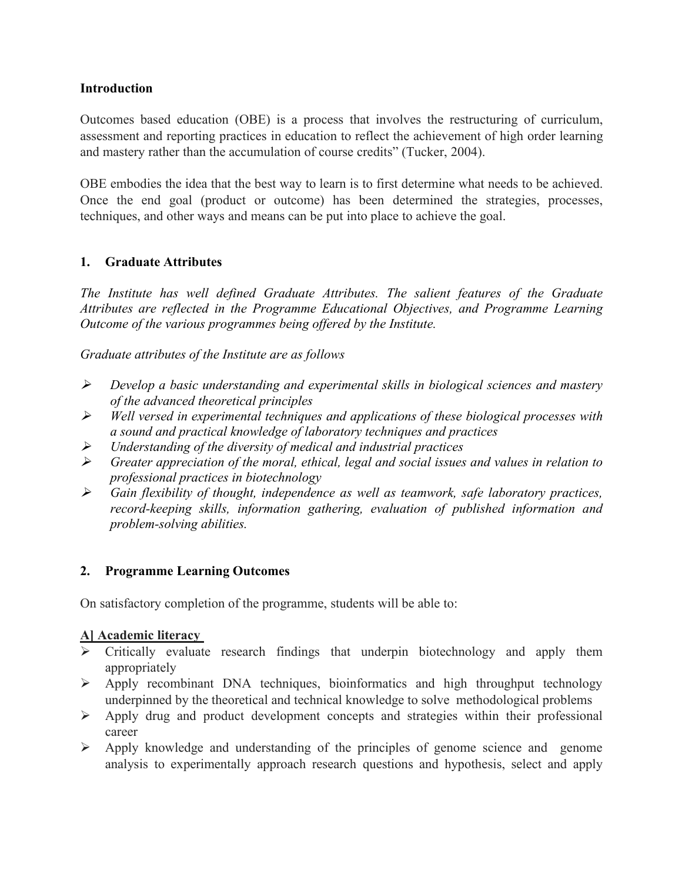**Introduction**

Outcomes based education (OBE) is a process that involves the restructuring of curriculum, assessment and reporting practices in education to reflect the achievement of high order learning and mastery rather than the accumulation of course credits" (Tucker, 2004).

OBE embodies the idea that the best way to learn is to first determine what needs to be achieved. Once the end goal (product or outcome) has been determined the strategies, processes, techniques, and other ways and means can be put into place to achieve the goal.

## 1. Graduate Attributes

*The Institute has well defined Graduate Attributes. The salient features of the Graduate Attributes are reflected in the Programme Educational Objectives, and Programme Learning Outcome of the various programmes being offered by the Institute.*

*Graduate attributes of the Institute are as follows*

- *Develop a basic understanding and experimental skills in biological sciences and mastery of the advanced theoretical principles*
- *Well versed in experimental techniques and applications of these biological processes with a sound and practical knowledge of laboratory techniques and practices*
- *Understanding of the diversity of medical and industrial practices*
- *Greater appreciation of the moral, ethical, legal and social issues and values in relation to professional practices in biotechnology*
- *Gain flexibility of thought, independence as well as teamwork, safe laboratory practices, record-keeping skills, information gathering, evaluation of published information and problem-solving abilities.*

## 2. Programme Learning Outcomes

On satisfactory completion of the programme, students will be able to:

**A] Academic literacy**

- Critically evaluate research findings that underpin biotechnology and apply them appropriately
- Apply recombinant DNA techniques, bioinformatics and high throughput technology underpinned by the theoretical and technical knowledge to solve methodological problems
- Apply drug and product development concepts and strategies within their professional career
- Apply knowledge and understanding of the principles of genome science and genome analysis to experimentally approach research questions and hypothesis, select and apply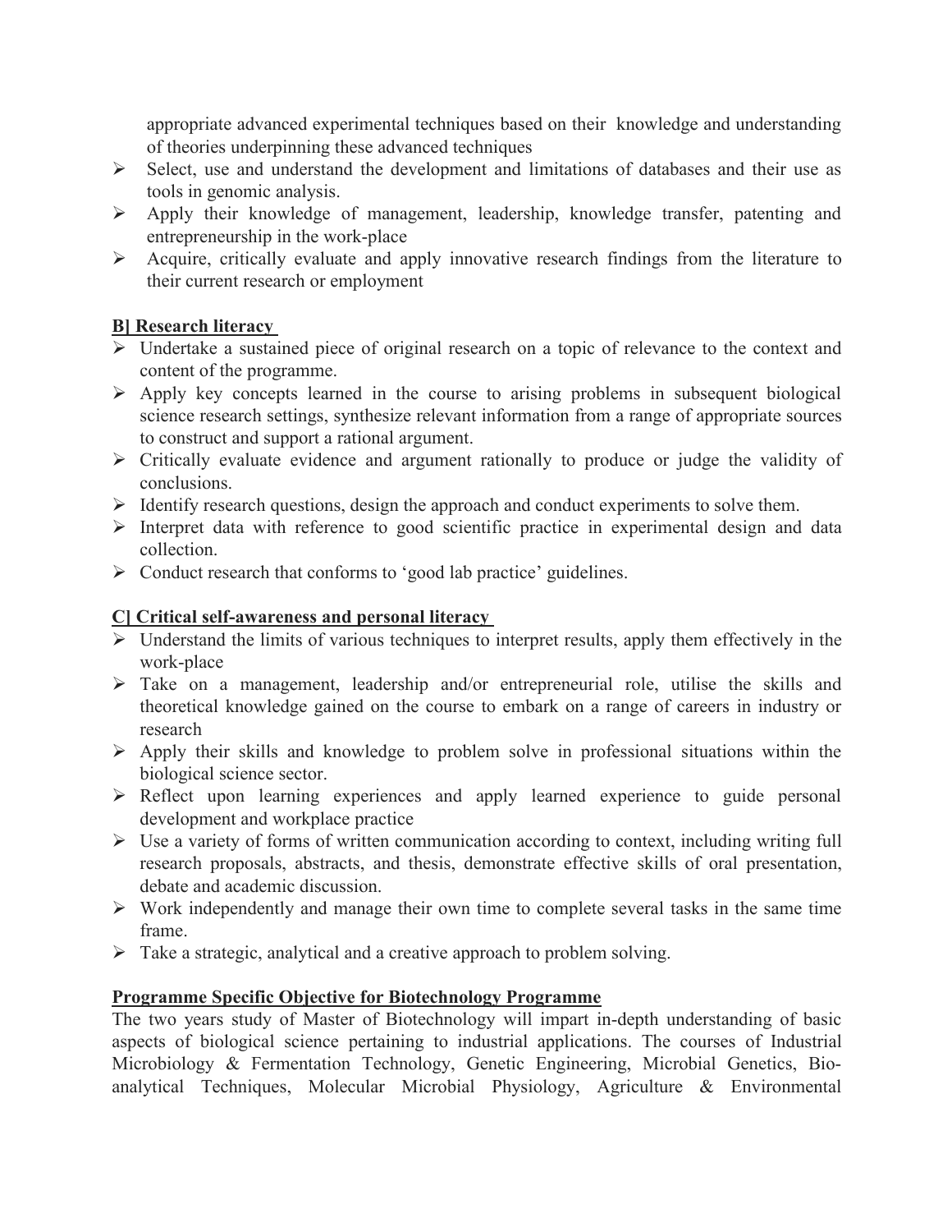appropriate advanced experimental techniques based on their knowledge and understanding of theories underpinning these advanced techniques

- Select, use and understand the development and limitations of databases and their use as tools in genomic analysis.
- Apply their knowledge of management, leadership, knowledge transfer, patenting and entrepreneurship in the work-place
- Acquire, critically evaluate and apply innovative research findings from the literature to their current research or employment

**B] Research literacy**

- Undertake a sustained piece of original research on a topic of relevance to the context and content of the programme.
- Apply key concepts learned in the course to arising problems in subsequent biological science research settings, synthesize relevant information from a range of appropriate sources to construct and support a rational argument.
- Critically evaluate evidence and argument rationally to produce or judge the validity of conclusions.
- Identify research questions, design the approach and conduct experiments to solve them.
- Interpret data with reference to good scientific practice in experimental design and data collection.
- Conduct research that conforms to 'good lab practice' guidelines.

**C] Critical self-awareness and personal literacy**

- Understand the limits of various techniques to interpret results, apply them effectively in the work-place
- Take on a management, leadership and/or entrepreneurial role, utilise the skills and theoretical knowledge gained on the course to embark on a range of careers in industry or research
- Apply their skills and knowledge to problem solve in professional situations within the biological science sector.
- Reflect upon learning experiences and apply learned experience to guide personal development and workplace practice
- Use a variety of forms of written communication according to context, including writing full research proposals, abstracts, and thesis, demonstrate effective skills of oral presentation, debate and academic discussion.
- Work independently and manage their own time to complete several tasks in the same time frame.
- Take a strategic, analytical and a creative approach to problem solving.

**Programme Specific Objective for Biotechnology Programme**

The two years study of Master of Biotechnology will impart in-depth understanding of basic aspects of biological science pertaining to industrial applications. The courses of Industrial Microbiology & Fermentation Technology, Genetic Engineering, Microbial Genetics, Bio-analytical Techniques, Molecular Microbial Physiology, Agriculture & Environmental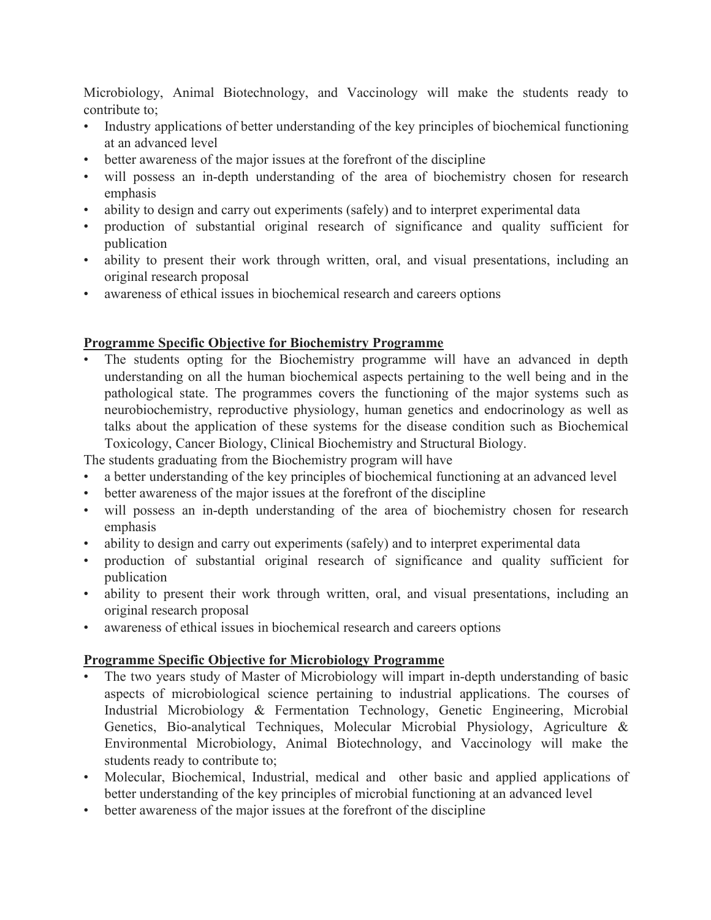Microbiology, Animal Biotechnology, and Vaccinology will make the students ready to contribute to;

- Industry applications of better understanding of the key principles of biochemical functioning at an advanced level
- better awareness of the major issues at the forefront of the discipline
- will possess an in-depth understanding of the area of biochemistry chosen for research emphasis
- ability to design and carry out experiments (safely) and to interpret experimental data
- production of substantial original research of significance and quality sufficient for publication
- ability to present their work through written, oral, and visual presentations, including an original research proposal
- awareness of ethical issues in biochemical research and careers options

## Programme Specific Objective for Biochemistry Programme

- The students opting for the Biochemistry programme will have an advanced in depth understanding on all the human biochemical aspects pertaining to the well being and in the pathological state. The programmes covers the functioning of the major systems such as neurobiochemistry, reproductive physiology, human genetics and endocrinology as well as talks about the application of these systems for the disease condition such as Biochemical Toxicology, Cancer Biology, Clinical Biochemistry and Structural Biology.

The students graduating from the Biochemistry program will have

- a better understanding of the key principles of biochemical functioning at an advanced level
- better awareness of the major issues at the forefront of the discipline
- will possess an in-depth understanding of the area of biochemistry chosen for research emphasis
- ability to design and carry out experiments (safely) and to interpret experimental data
- production of substantial original research of significance and quality sufficient for publication
- ability to present their work through written, oral, and visual presentations, including an original research proposal
- awareness of ethical issues in biochemical research and careers options

## Programme Specific Objective for Microbiology Programme

- The two years study of Master of Microbiology will impart in-depth understanding of basic aspects of microbiological science pertaining to industrial applications. The courses of Industrial Microbiology & Fermentation Technology, Genetic Engineering, Microbial Genetics, Bio-analytical Techniques, Molecular Microbial Physiology, Agriculture & Environmental Microbiology, Animal Biotechnology, and Vaccinology will make the students ready to contribute to;
- Molecular, Biochemical, Industrial, medical and other basic and applied applications of better understanding of the key principles of microbial functioning at an advanced level
- better awareness of the major issues at the forefront of the discipline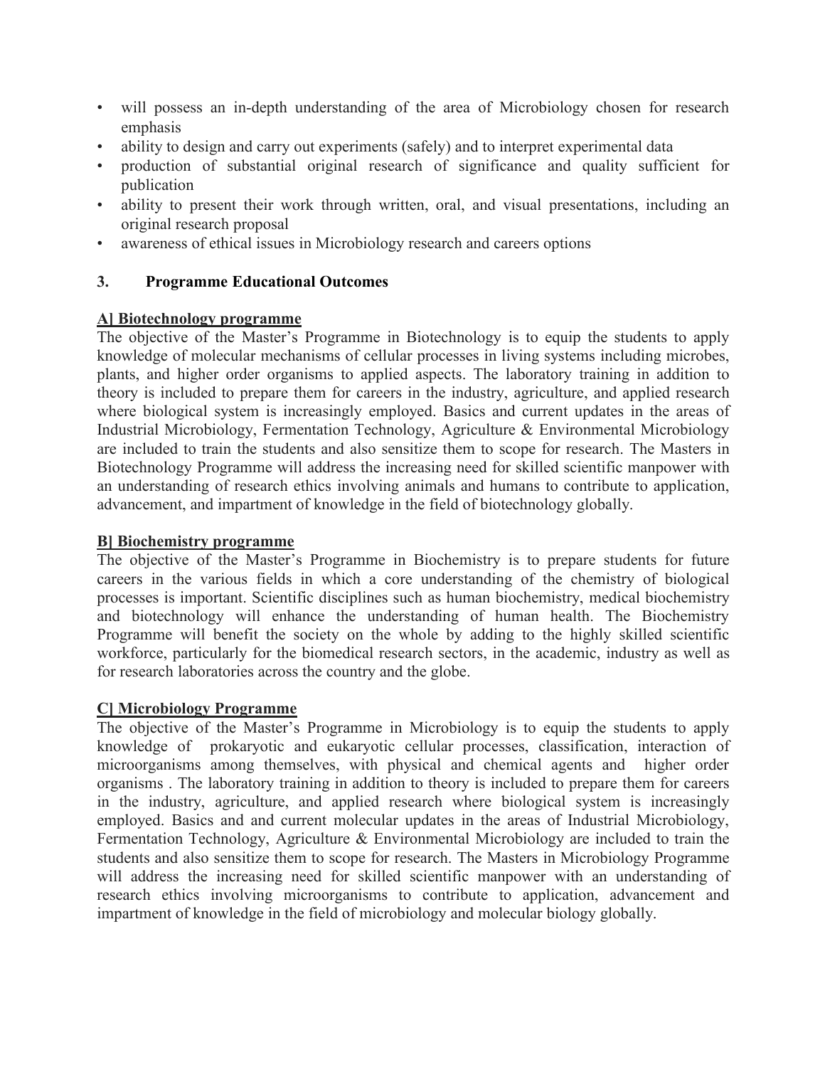- will possess an in-depth understanding of the area of Microbiology chosen for research emphasis
- ability to design and carry out experiments (safely) and to interpret experimental data
- production of substantial original research of significance and quality sufficient for publication
- ability to present their work through written, oral, and visual presentations, including an original research proposal
- awareness of ethical issues in Microbiology research and careers options

### 3. Programme Educational Outcomes

**A] Biotechnology programme**

The objective of the Master's Programme in Biotechnology is to equip the students to apply knowledge of molecular mechanisms of cellular processes in living systems including microbes, plants, and higher order organisms to applied aspects. The laboratory training in addition to theory is included to prepare them for careers in the industry, agriculture, and applied research where biological system is increasingly employed. Basics and current updates in the areas of Industrial Microbiology, Fermentation Technology, Agriculture & Environmental Microbiology are included to train the students and also sensitize them to scope for research. The Masters in Biotechnology Programme will address the increasing need for skilled scientific manpower with an understanding of research ethics involving animals and humans to contribute to application, advancement, and impartment of knowledge in the field of biotechnology globally.

**B] Biochemistry programme**

The objective of the Master's Programme in Biochemistry is to prepare students for future careers in the various fields in which a core understanding of the chemistry of biological processes is important. Scientific disciplines such as human biochemistry, medical biochemistry and biotechnology will enhance the understanding of human health. The Biochemistry Programme will benefit the society on the whole by adding to the highly skilled scientific workforce, particularly for the biomedical research sectors, in the academic, industry as well as for research laboratories across the country and the globe.

**C] Microbiology Programme**

The objective of the Master's Programme in Microbiology is to equip the students to apply knowledge of prokaryotic and eukaryotic cellular processes, classification, interaction of microorganisms among themselves, with physical and chemical agents and higher order organisms . The laboratory training in addition to theory is included to prepare them for careers in the industry, agriculture, and applied research where biological system is increasingly employed. Basics and and current molecular updates in the areas of Industrial Microbiology, Fermentation Technology, Agriculture & Environmental Microbiology are included to train the students and also sensitize them to scope for research. The Masters in Microbiology Programme will address the increasing need for skilled scientific manpower with an understanding of research ethics involving microorganisms to contribute to application, advancement and impartment of knowledge in the field of microbiology and molecular biology globally.